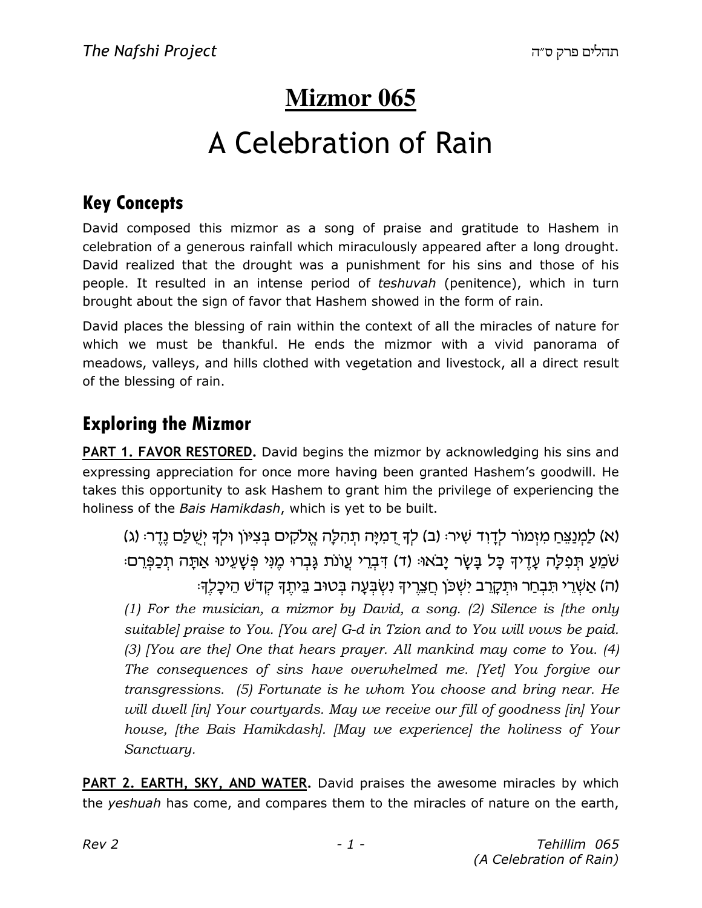# Mizmor 065

# A Celebration of Rain

## Key Concepts

David composed this mizmor as a song of praise and gratitude to Hashem in celebration of a generous rainfall which miraculously appeared after a long drought. David realized that the drought was a punishment for his sins and those of his people. It resulted in an intense period of *teshuvah* (penitence), which in turn brought about the sign of favor that Hashem showed in the form of rain.

David places the blessing of rain within the context of all the miracles of nature for which we must be thankful. He ends the mizmor with a vivid panorama of meadows, valleys, and hills clothed with vegetation and livestock, all a direct result of the blessing of rain.

## Exploring the Mizmor

**PART 1. FAVOR RESTORED.** David begins the mizmor by acknowledging his sins and expressing appreciation for once more having been granted Hashem's goodwill. He takes this opportunity to ask Hashem to grant him the privilege of experiencing the holiness of the *Bais Hamikdash*, which is yet to be built.

(א) לַמְנַצֵּחַ מִזְמוֹר לְדָוִד שִׁיר׃ (ב) לְךָ דֻמִיָּה תְהִלָּה אֱלֹקִים בְּצִיּוֹן וּלְךָ יְשֻׁלַּם נֶדֶר׃ (ג) שֹׁמֵעַ תְּפִלָּה עָדֶיךָ כָּל בָּשָׂר יָבֹאוּ׃ (ד) דִּבְרֵי עֲוֹנֹת גָּבְרוּ מֶנִּי פְּשָׁעֵינוּ אַתָּה תְכַפְּרֵם׃ (ה) אַשְׁרֵי תִּבְחַר וּתְקָרֵב יִשְׁכֹּן חֲצֵרֶיךָ נִשְׂבְּעָה בְּטוּב בֵּיתֶךָ קְדֹשׁ הֵיכָלֶךָ׃

*(1) For the musician, a mizmor by David, a song. (2) Silence is [the only suitable] praise to You. [You are] G-d in Tzion and to You will vows be paid. (3) [You are the] One that hears prayer. All mankind may come to You. (4) The consequences of sins have overwhelmed me. [Yet] You forgive our transgressions. (5) Fortunate is he whom You choose and bring near. He will dwell [in] Your courtyards. May we receive our fill of goodness [in] Your house, [the Bais Hamikdash]. [May we experience] the holiness of Your Sanctuary.*

**PART 2. EARTH, SKY, AND WATER.** David praises the awesome miracles by which the *yeshuah* has come, and compares them to the miracles of nature on the earth,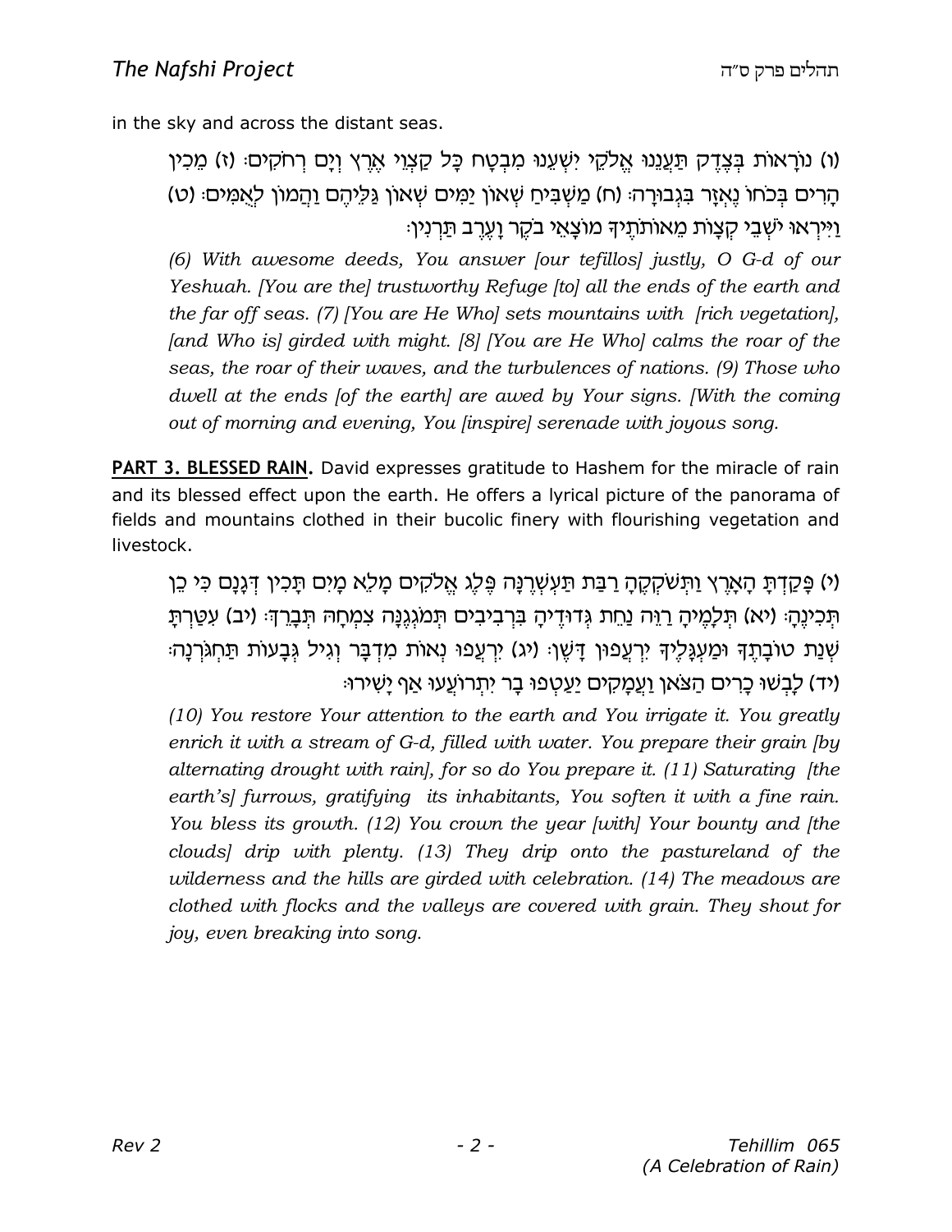in the sky and across the distant seas.

(ו) נוֹרָאוֹת בְּצֶדֶק תַּעֲנֵנוּ אֱלֹקֵי יִשְׁעֵנוּ מִבְטָח כָּל קַצְוֵי אֶרֶץ וְיָם רְחֹקִים: (ז) מֵכִין הָרִים בְּכֹחוֹ נֶאְזָר בִּגְבוּרָה: (ח) מַשְׁבִּיחַ שְׁאוֹן יַמִּים שְׁאוֹן גַּלֵּיהֶם וַהֲמוֹן לְאֻמִּים: (ט) וַיִּירְאוּ יֹשְׁבֵי קְצָוֹת מֵאוֹתֹתֶיךָ מוֹצָאֵי בֹקֶר וָעֶרֶב תַּרְנִין:

*(6) With awesome deeds, You answer [our tefillos] justly, O G-d of our Yeshuah. [You are the] trustworthy Refuge [to] all the ends of the earth and the far off seas. (7) [You are He Who] sets mountains with [rich vegetation], [and Who is] girded with might. [8] [You are He Who] calms the roar of the seas, the roar of their waves, and the turbulences of nations. (9) Those who dwell at the ends [of the earth] are awed by Your signs. [With the coming out of morning and evening, You [inspire] serenade with joyous song.*

**PART 3. BLESSED RAIN.** David expresses gratitude to Hashem for the miracle of rain and its blessed effect upon the earth. He offers a lyrical picture of the panorama of fields and mountains clothed in their bucolic finery with flourishing vegetation and livestock.

(י) פָּקַדְתָּ הָאָרֶץ וַתְּשֹׁקְקֶהָ רַבַּת תַּעְשְׁרֶנָּה פֶּלֶג אֱלֹקִים מָלֵא מָיִם תָּכִין דְּגָנָם כִּי כֵן תְּכִינֶהָ: (יא) תְּלָמֶיהָ רַוֵּה נַחֵת גְּדוּדֶיהָ בִּרְבִיבִים תְּמֹגְגֶנָּה צִמְחָהּ תְּבָרֵךְ: (יב) עִטַּרְתָּ שְׁנַת טוֹבָתֶךָ וּמַעְגָּלֶיךָ יִרְעֲפוּן דָּשֶׁן: (יג) יִרְעֲפוּ נְאוֹת מִדְבָּר וְגִיל גְּבָעוֹת תַּחְגֹּרְנָה: (יד) לָבְשׁוּ כָרִים הַצֹּאן וַעֲמָקִים יַעַטְפוּ בָר יִתְרוֹעֲעוּ אַף יָשִׁירוּ:

*(10) You restore Your attention to the earth and You irrigate it. You greatly enrich it with a stream of G-d, filled with water. You prepare their grain [by alternating drought with rain], for so do You prepare it. (11) Saturating [the earth's] furrows, gratifying its inhabitants, You soften it with a fine rain. You bless its growth. (12) You crown the year [with] Your bounty and [the clouds] drip with plenty. (13) They drip onto the pastureland of the wilderness and the hills are girded with celebration. (14) The meadows are clothed with flocks and the valleys are covered with grain. They shout for joy, even breaking into song.*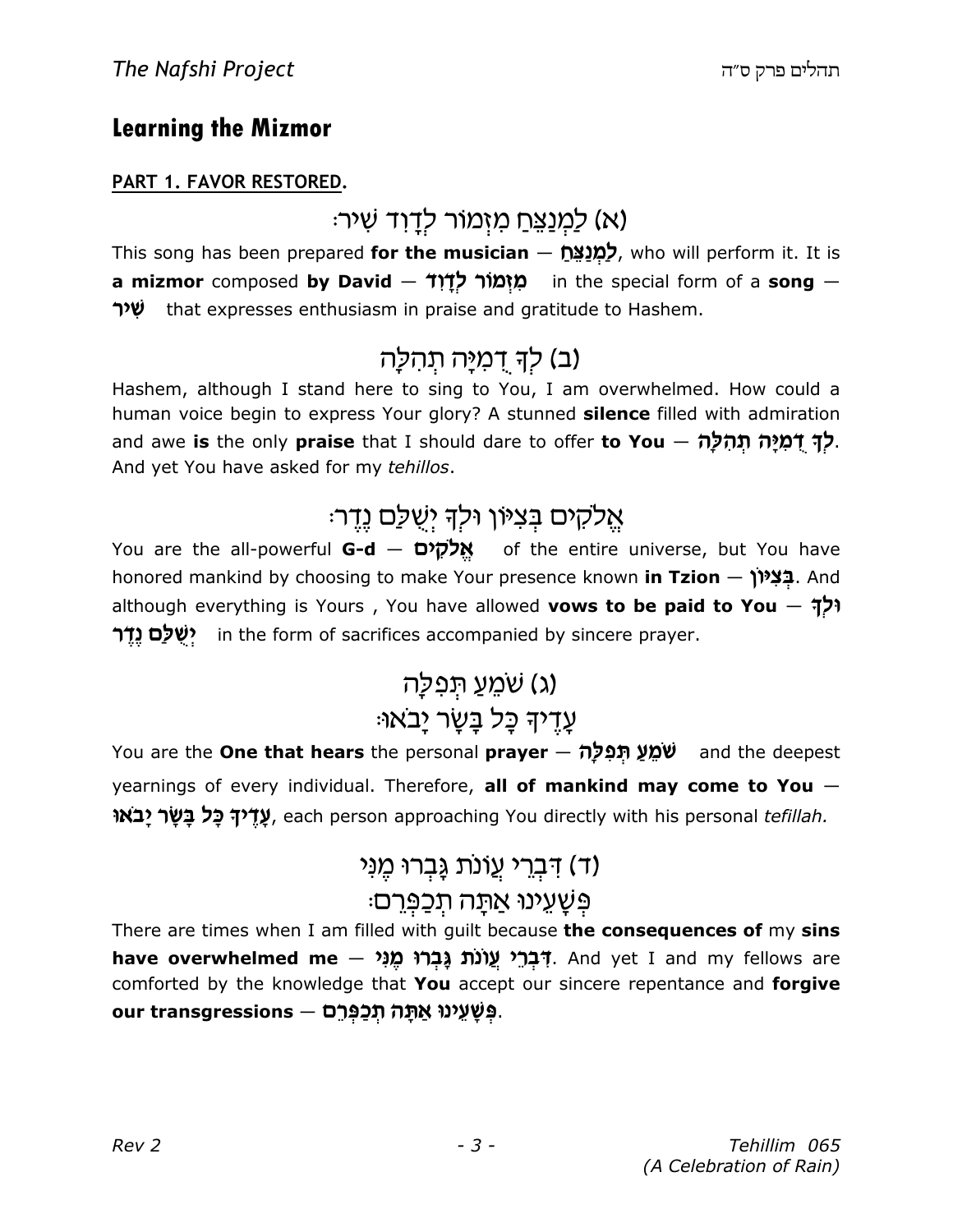## Learning the Mizmor

**PART 1. FAVOR RESTORED.**

### (א) לַמְנַצֵּחַ מִזְמוֹר לְדָוִד שִׁיר׃

This song has been prepared **for the musician — לַמְנַצֵּחַ**, who will perform it. It is **a mizmor** composed **by David — מִזְמוֹר לְדָוִד** in the special form of a **song — שִׁיר** that expresses enthusiasm in praise and gratitude to Hashem.

### (ב) לְךָ דֻמִיָּה תְהִלָּה

Hashem, although I stand here to sing to You, I am overwhelmed. How could a human voice begin to express Your glory? A stunned **silence** filled with admiration and awe **is** the only **praise** that I should dare to offer **to You — לְךָ דֻמִיָּה תְהִלָּה**. And yet You have asked for my *tehillos*.

### אֱלֹקִים בְּצִיּוֹן וּלְךָ יְשֻׁלַּם נֶדֶר׃

You are the all-powerful **G-d — אֱלֹקִים** of the entire universe, but You have honored mankind by choosing to make Your presence known **in Tzion — בְּצִיּוֹן**. And although everything is Yours , You have allowed **vows to be paid to You — וּלְךָ יְשֻׁלַּם נֶדֶר** in the form of sacrifices accompanied by sincere prayer.

### (ג) שֹׁמֵעַ תְּפִלָּה
### עָדֶיךָ כָּל בָּשָׂר יָבֹאוּ׃

You are the **One that hears** the personal **prayer — שֹׁמֵעַ תְּפִלָּה** and the deepest yearnings of every individual. Therefore, **all of mankind may come to You — עָדֶיךָ כָּל בָּשָׂר יָבֹאוּ**, each person approaching You directly with his personal *tefillah.*

### (ד) דִּבְרֵי עֲוֹנֹת גָּבְרוּ מֶנִּי
### פְּשָׁעֵינוּ אַתָּה תְכַפְּרֵם׃

There are times when I am filled with guilt because **the consequences of** my **sins have overwhelmed me — דִּבְרֵי עֲוֹנֹת גָּבְרוּ מֶנִּי**. And yet I and my fellows are comforted by the knowledge that **You** accept our sincere repentance and **forgive our transgressions — פְּשָׁעֵינוּ אַתָּה תְכַפְּרֵם**.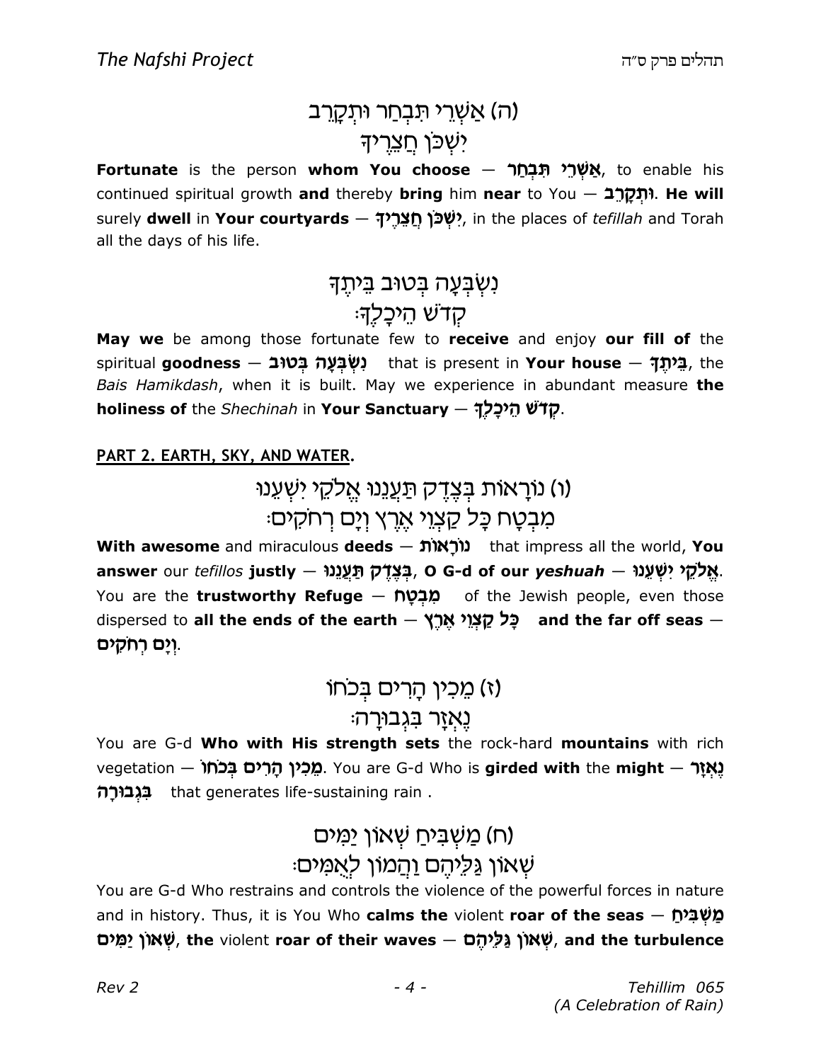(ה) אַשְׁרֵי תִּבְחַר וּתְקָרֵב
יִשְׁכֹּן חֲצֵרֶיךָ

**Fortunate** is the person **whom You choose** — **אַשְׁרֵי תִּבְחַר**, to enable his continued spiritual growth **and** thereby **bring** him **near** to You — **וּתְקָרֵב**. **He will** surely **dwell** in **Your courtyards** — **יִשְׁכֹּן חֲצֵרֶיךָ**, in the places of *tefillah* and Torah all the days of his life.

נִשְׂבְּעָה בְּטוּב בֵּיתֶךָ
קְדֹשׁ הֵיכָלֶךָ׃

**May we** be among those fortunate few to **receive** and enjoy **our fill of** the spiritual **goodness** — **נִשְׂבְּעָה בְּטוּב** that is present in **Your house** — **בֵּיתֶךָ**, the *Bais Hamikdash*, when it is built. May we experience in abundant measure **the holiness of** the *Shechinah* in **Your Sanctuary** — **קְדֹשׁ הֵיכָלֶךָ**.

## PART 2. EARTH, SKY, AND WATER.

(ו) נוֹרָאוֹת בְּצֶדֶק תַּעֲנֵנוּ אֱלֹקֵי יִשְׁעֵנוּ
מִבְטָח כָּל קַצְוֵי אֶרֶץ וְיָם רְחֹקִים׃

**With awesome** and miraculous **deeds** — **נוֹרָאוֹת** that impress all the world, **You answer** our *tefillos* **justly** — **בְּצֶדֶק תַּעֲנֵנוּ**, **O G-d of our *yeshuah*** — **אֱלֹקֵי יִשְׁעֵנוּ**. You are the **trustworthy Refuge** — **מִבְטָח** of the Jewish people, even those dispersed to **all the ends of the earth** — **כָּל קַצְוֵי אֶרֶץ** **and the far off seas** — **וְיָם רְחֹקִים**.

(ז) מֵכִין הָרִים בְּכֹחוֹ
נֶאְזָר בִּגְבוּרָה׃

You are G-d **Who with His strength sets** the rock-hard **mountains** with rich vegetation — **מֵכִין הָרִים בְּכֹחוֹ**. You are G-d Who is **girded with** the **might** — **נֶאְזָר בִּגְבוּרָה** that generates life-sustaining rain .

(ח) מַשְׁבִּיחַ שְׁאוֹן יַמִּים
שְׁאוֹן גַּלֵּיהֶם וַהֲמוֹן לְאֻמִּים׃

You are G-d Who restrains and controls the violence of the powerful forces in nature and in history. Thus, it is You Who **calms the** violent **roar of the seas** — **מַשְׁבִּיחַ שְׁאוֹן יַמִּים**, **the** violent **roar of their waves** — **שְׁאוֹן גַּלֵּיהֶם**, **and the turbulence**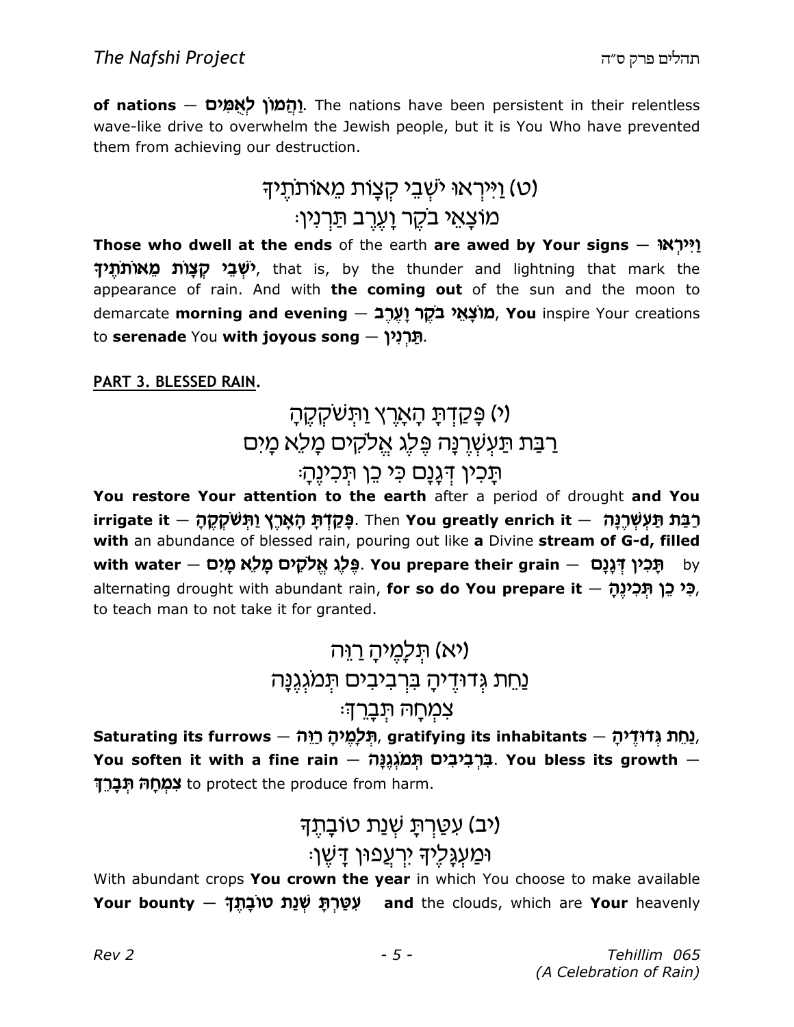**of nations** — **וַהֲמוֹן לְאֻמִּים**. The nations have been persistent in their relentless wave-like drive to overwhelm the Jewish people, but it is You Who have prevented them from achieving our destruction.

(ט) וַיִּירְאוּ יֹשְׁבֵי קְצָוֹת מֵאוֹתֹתֶיךָ
מוֹצָאֵי בֹקֶר וָעֶרֶב תַּרְנִין׃

**Those who dwell at the ends** of the earth **are awed by Your signs** — **וַיִּירְאוּ יֹשְׁבֵי קְצָוֹת מֵאוֹתֹתֶיךָ**, that is, by the thunder and lightning that mark the appearance of rain. And with **the coming out** of the sun and the moon to demarcate **morning and evening** — **מוֹצָאֵי בֹקֶר וָעֶרֶב**, **You** inspire Your creations to **serenade** You **with joyous song** — **תַּרְנִין**.

**PART 3. BLESSED RAIN.**

(י) פָּקַדְתָּ הָאָרֶץ וַתְּשֹׁקְקֶהָ
רַבַּת תַּעְשְׁרֶנָּה פֶּלֶג אֱלֹקִים מָלֵא מָיִם
תָּכִין דְּגָנָם כִּי כֵן תְּכִינֶהָ׃

**You restore Your attention to the earth** after a period of drought **and You irrigate it** — **פָּקַדְתָּ הָאָרֶץ וַתְּשֹׁקְקֶהָ**. Then **You greatly enrich it** — **רַבַּת תַּעְשְׁרֶנָּה** **with** an abundance of blessed rain, pouring out like **a** Divine **stream of G-d, filled with water** — **פֶּלֶג אֱלֹקִים מָלֵא מָיִם**. **You prepare their grain** — **תָּכִין דְּגָנָם** by alternating drought with abundant rain, **for so do You prepare it** — **כִּי כֵן תְּכִינֶהָ**, to teach man to not take it for granted.

(יא) תְּלָמֶיהָ רַוֵּה
נַחֵת גְּדוּדֶיהָ בִּרְבִיבִים תְּמֹגְגֶנָּה
צִמְחָהּ תְּבָרֵךְ׃

**Saturating its furrows** — **תְּלָמֶיהָ רַוֵּה**, **gratifying its inhabitants** — **נַחֵת גְּדוּדֶיהָ**, **You soften it with a fine rain** — **בִּרְבִיבִים תְּמֹגְגֶנָּה**. **You bless its growth** — **צִמְחָהּ תְּבָרֵךְ** to protect the produce from harm.

(יב) עִטַּרְתָּ שְׁנַת טוֹבָתֶךָ
וּמַעְגָּלֶיךָ יִרְעֲפוּן דָּשֶׁן׃

With abundant crops **You crown the year** in which You choose to make available **Your bounty** — **עִטַּרְתָּ שְׁנַת טוֹבָתֶךָ** **and** the clouds, which are **Your** heavenly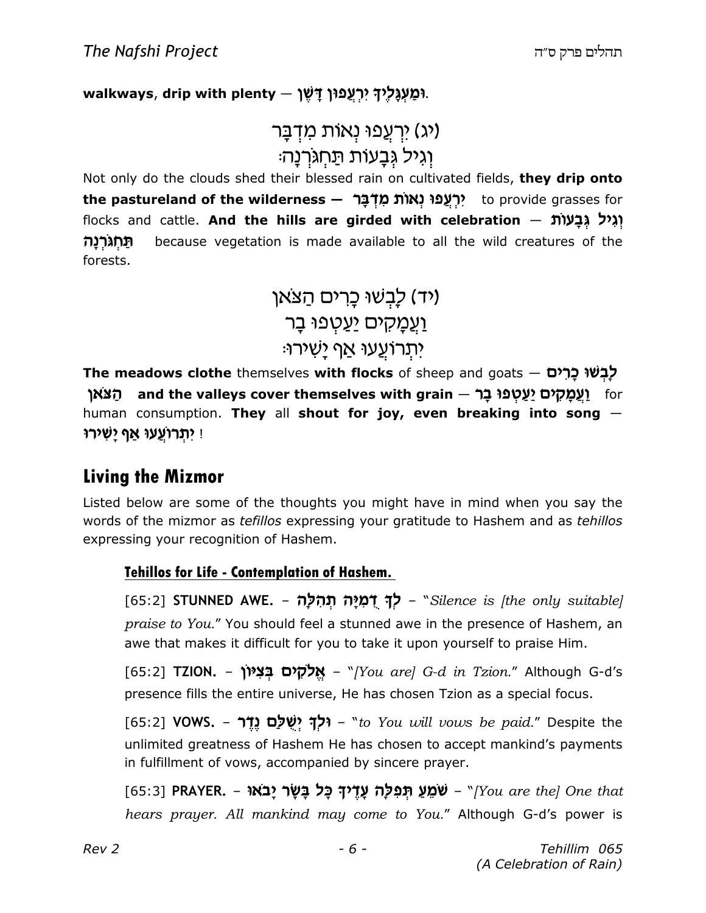**walkways**, **drip with plenty** — **וּמַעְגָּלֶיךָ יִרְעֲפוּן דָּשֶׁן**.

(יג) יִרְעֲפוּ נְאוֹת מִדְבָּר
וְגִיל גְּבָעוֹת תַּחְגֹּרְנָה׃

Not only do the clouds shed their blessed rain on cultivated fields, **they drip onto the pastureland of the wilderness — יִרְעֲפוּ נְאוֹת מִדְבָּר** to provide grasses for flocks and cattle. **And the hills are girded with celebration — וְגִיל גְּבָעוֹת תַּחְגֹּרְנָה** because vegetation is made available to all the wild creatures of the forests.

(יד) לָבְשׁוּ כָרִים הַצֹּאן
וַעֲמָקִים יַעַטְפוּ בָר
יִתְרוֹעֲעוּ אַף יָשִׁירוּ׃

**The meadows clothe** themselves **with flocks** of sheep and goats — **לָבְשׁוּ כָרִים הַצֹּאן** **and the valleys cover themselves with grain — וַעֲמָקִים יַעַטְפוּ בָר** for human consumption. **They** all **shout for joy, even breaking into song — יִתְרוֹעֲעוּ אַף יָשִׁירוּ** !

## Living the Mizmor

Listed below are some of the thoughts you might have in mind when you say the words of the mizmor as *tefillos* expressing your gratitude to Hashem and as *tehillos* expressing your recognition of Hashem.

### Tehillos for Life - Contemplation of Hashem.

[65:2] **STUNNED AWE.** – **לְךָ דֻמִיָּה תְהִלָּה** – "*Silence is [the only suitable] praise to You.*" You should feel a stunned awe in the presence of Hashem, an awe that makes it difficult for you to take it upon yourself to praise Him.

[65:2] **TZION.** – **אֱלֹקִים בְּצִיּוֹן** – "*[You are] G-d in Tzion.*" Although G-d's presence fills the entire universe, He has chosen Tzion as a special focus.

[65:2] **VOWS.** – **וּלְךָ יְשֻׁלַּם נֶדֶר** – "*to You will vows be paid.*" Despite the unlimited greatness of Hashem He has chosen to accept mankind's payments in fulfillment of vows, accompanied by sincere prayer.

[65:3] **PRAYER.** – **שֹׁמֵעַ תְּפִלָּה עָדֶיךָ כָּל בָּשָׂר יָבֹאוּ** – "*[You are the] One that hears prayer. All mankind may come to You.*" Although G-d's power is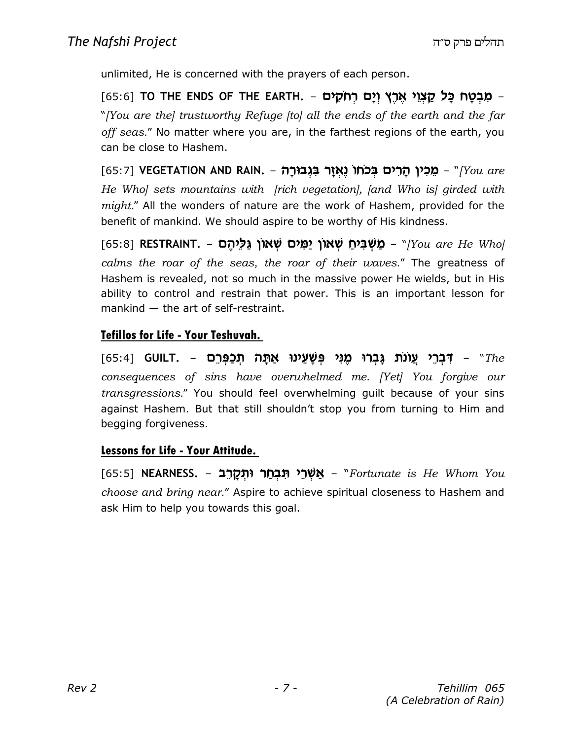unlimited, He is concerned with the prayers of each person.

[65:6] **TO THE ENDS OF THE EARTH.** – **מִבְטָח כָּל קַצְוֵי אֶרֶץ וְיָם רְחֹקִים** – "*[You are the] trustworthy Refuge [to] all the ends of the earth and the far off seas.*" No matter where you are, in the farthest regions of the earth, you can be close to Hashem.

[65:7] **VEGETATION AND RAIN.** – **מֵכִין הָרִים בְּכֹחוֹ נֶאְזָר בִּגְבוּרָה** – "*[You are He Who] sets mountains with [rich vegetation], [and Who is] girded with might.*" All the wonders of nature are the work of Hashem, provided for the benefit of mankind. We should aspire to be worthy of His kindness.

[65:8] **RESTRAINT.** – **מַשְׁבִּיחַ שְׁאוֹן יַמִּים שְׁאוֹן גַּלֵּיהֶם** – "*[You are He Who] calms the roar of the seas, the roar of their waves.*" The greatness of Hashem is revealed, not so much in the massive power He wields, but in His ability to control and restrain that power. This is an important lesson for mankind — the art of self-restraint.

### Tefillos for Life - Your Teshuvah.

[65:4] **GUILT.** – **דִּבְרֵי עֲוֹנֹת גָּבְרוּ מֶנִּי פְּשָׁעֵינוּ אַתָּה תְכַפְּרֵם** – "*The consequences of sins have overwhelmed me. [Yet] You forgive our transgressions.*" You should feel overwhelming guilt because of your sins against Hashem. But that still shouldn't stop you from turning to Him and begging forgiveness.

### Lessons for Life - Your Attitude.

[65:5] **NEARNESS.** – **אַשְׁרֵי תִּבְחַר וּתְקָרֵב** – "*Fortunate is He Whom You choose and bring near.*" Aspire to achieve spiritual closeness to Hashem and ask Him to help you towards this goal.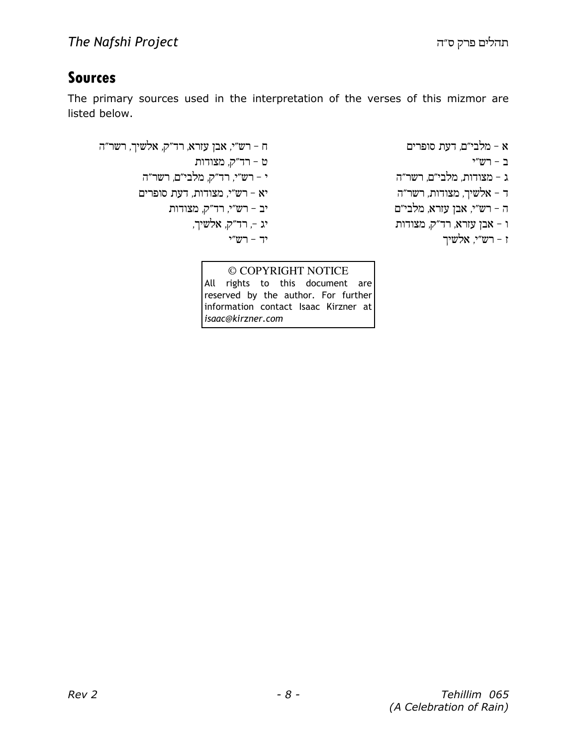## Sources

The primary sources used in the interpretation of the verses of this mizmor are listed below.

א – מלבי"ם, דעת סופרים
ב – רש"י
ג – מצודות, מלבי"ם, רשר"ה
ד – אלשיך, מצודות, רשר"ה
ה – רש"י, אבן עזרא, מלבי"ם
ו – אבן עזרא, רד"ק, מצודות
ז – רש"י, אלשיך
ח – רש"י, אבן עזרא, רד"ק, אלשיך, רשר"ה
ט – רד"ק, מצודות
י – רש"י, רד"ק, מלבי"ם, רשר"ה
יא – רש"י, מצודות, דעת סופרים
יב – רש"י, רד"ק, מצודות
יג –, רד"ק, אלשיך,
יד – רש"י

© COPYRIGHT NOTICE
All rights to this document are reserved by the author. For further information contact Isaac Kirzner at *isaac@kirzner.com*